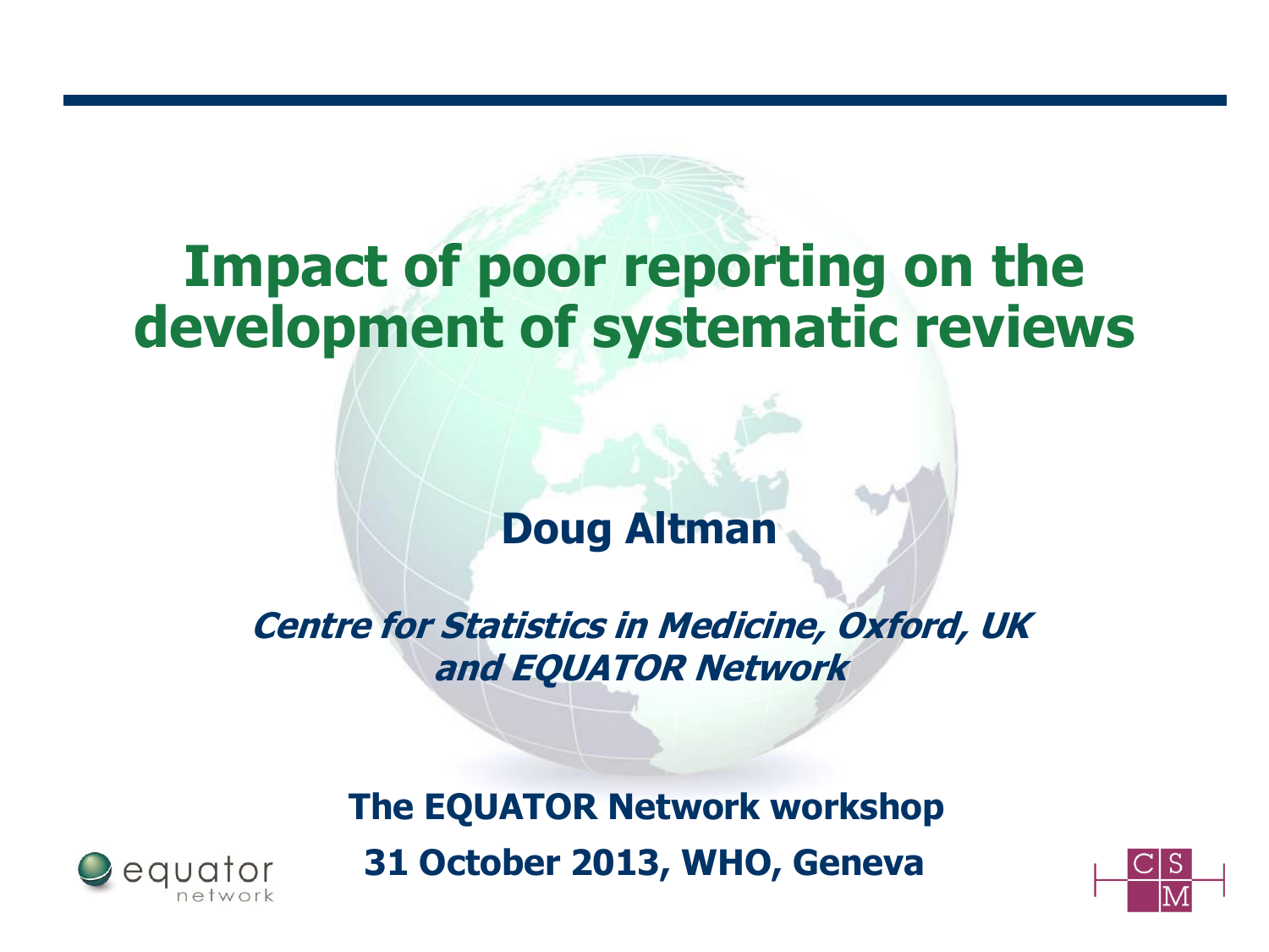# Impact of poor reporting on the development of systematic reviews

**Doug Altman**

***Centre for Statistics in Medicine, Oxford, UK and EQUATOR Network***

**The EQUATOR Network workshop**

**31 October 2013, WHO, Geneva**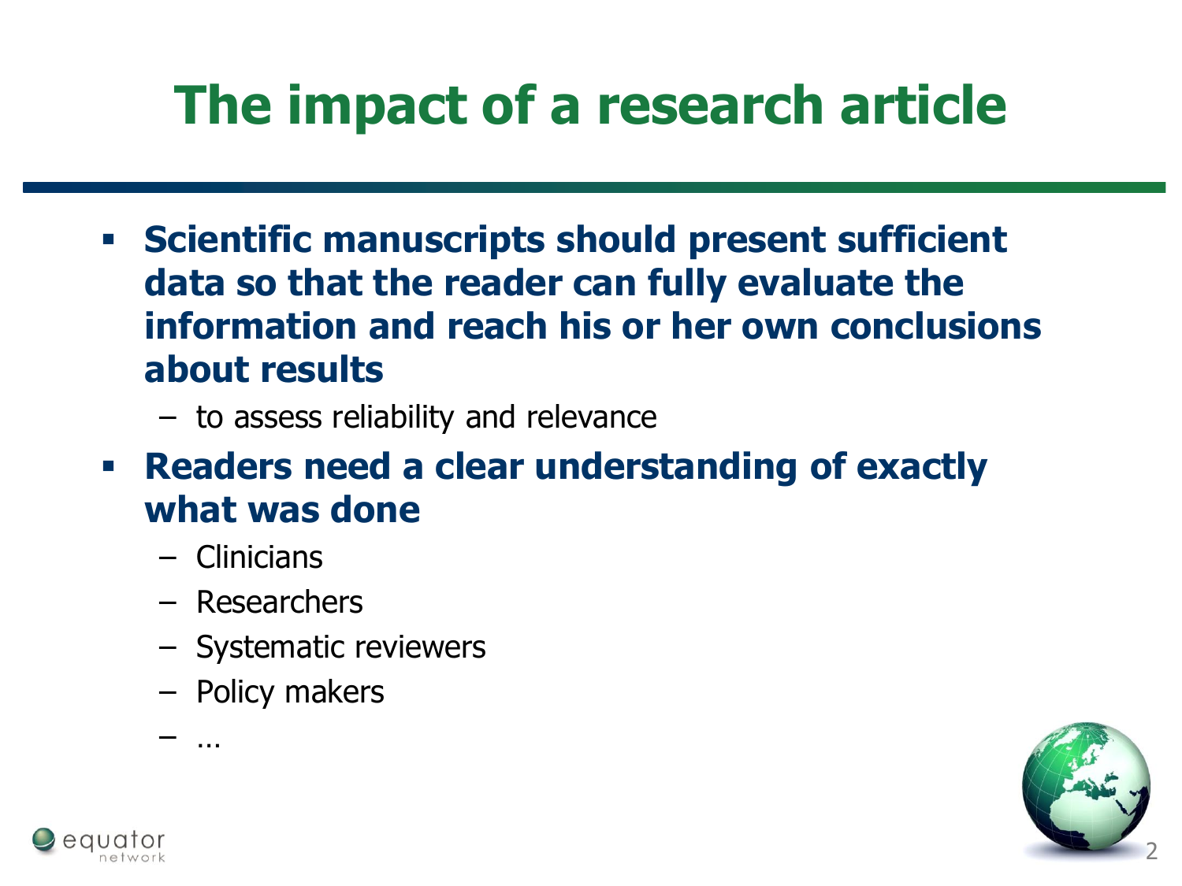# The impact of a research article

- **Scientific manuscripts should present sufficient data so that the reader can fully evaluate the information and reach his or her own conclusions about results**
  - to assess reliability and relevance
- **Readers need a clear understanding of exactly what was done**
  - Clinicians
  - Researchers
  - Systematic reviewers
  - Policy makers
  - …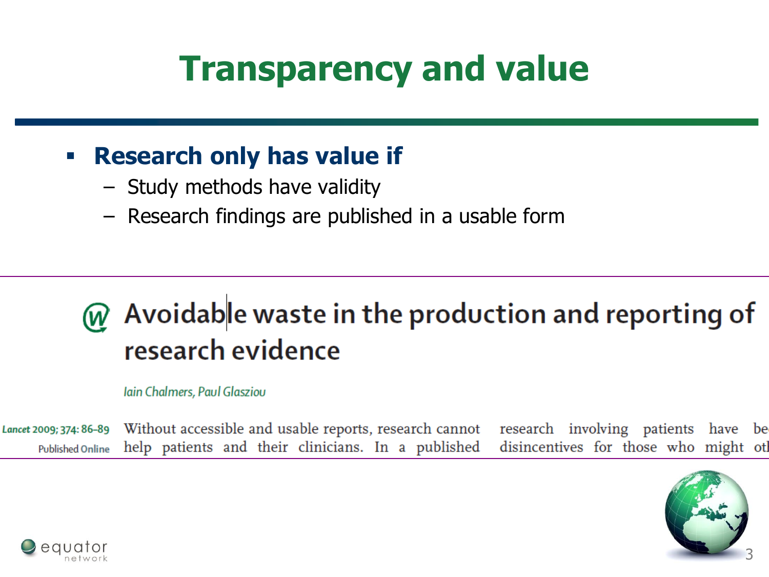# Transparency and value

- **Research only has value if**
  - Study methods have validity
  - Research findings are published in a usable form

## Avoidable waste in the production and reporting of research evidence

*Iain Chalmers, Paul Glasziou*

Lancet 2009; 374: 86–89

Published Online

Without accessible and usable reports, research cannot help patients and their clinicians. In a published research involving patients have be disincentives for those who might ot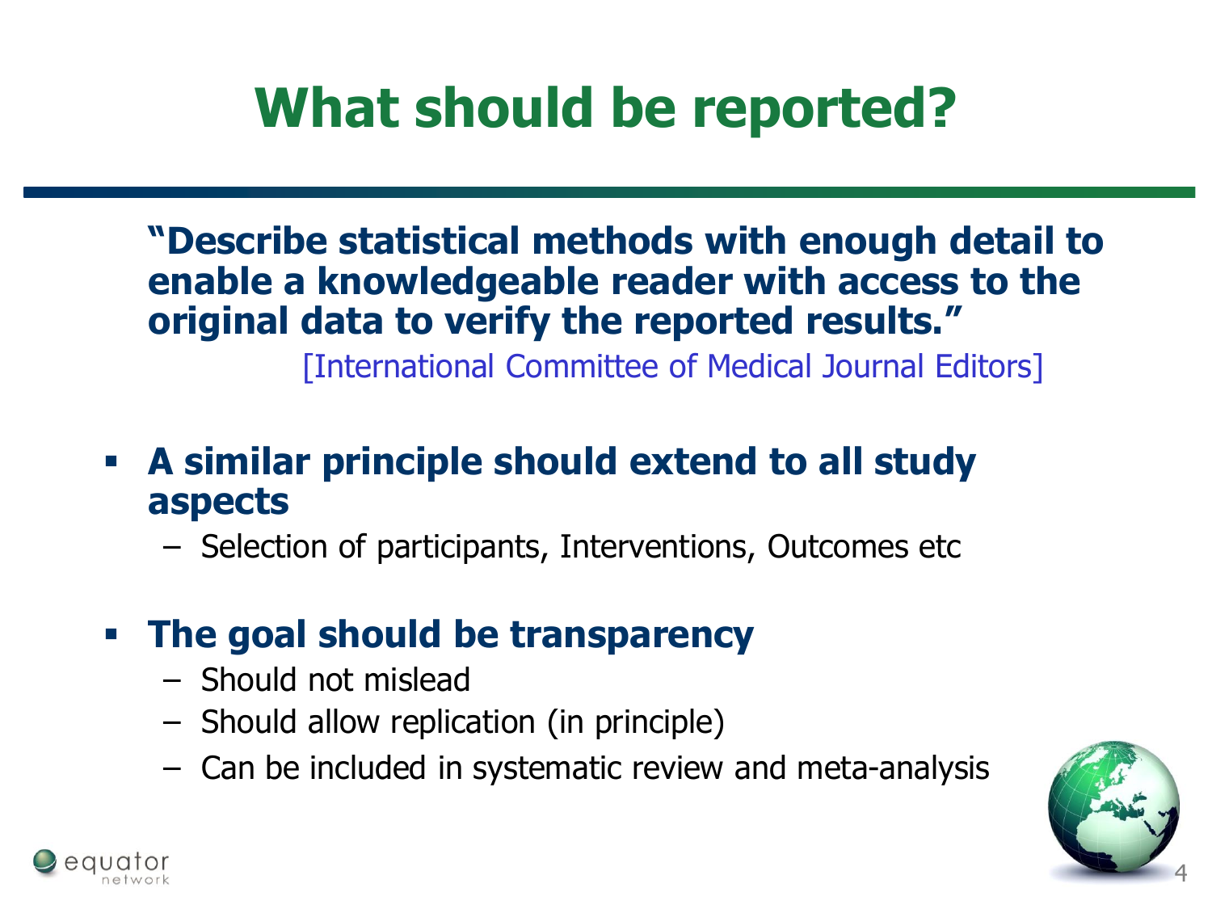# What should be reported?

**"Describe statistical methods with enough detail to enable a knowledgeable reader with access to the original data to verify the reported results."**

[International Committee of Medical Journal Editors]

- **A similar principle should extend to all study aspects**
  - Selection of participants, Interventions, Outcomes etc
- **The goal should be transparency**
  - Should not mislead
  - Should allow replication (in principle)
  - Can be included in systematic review and meta-analysis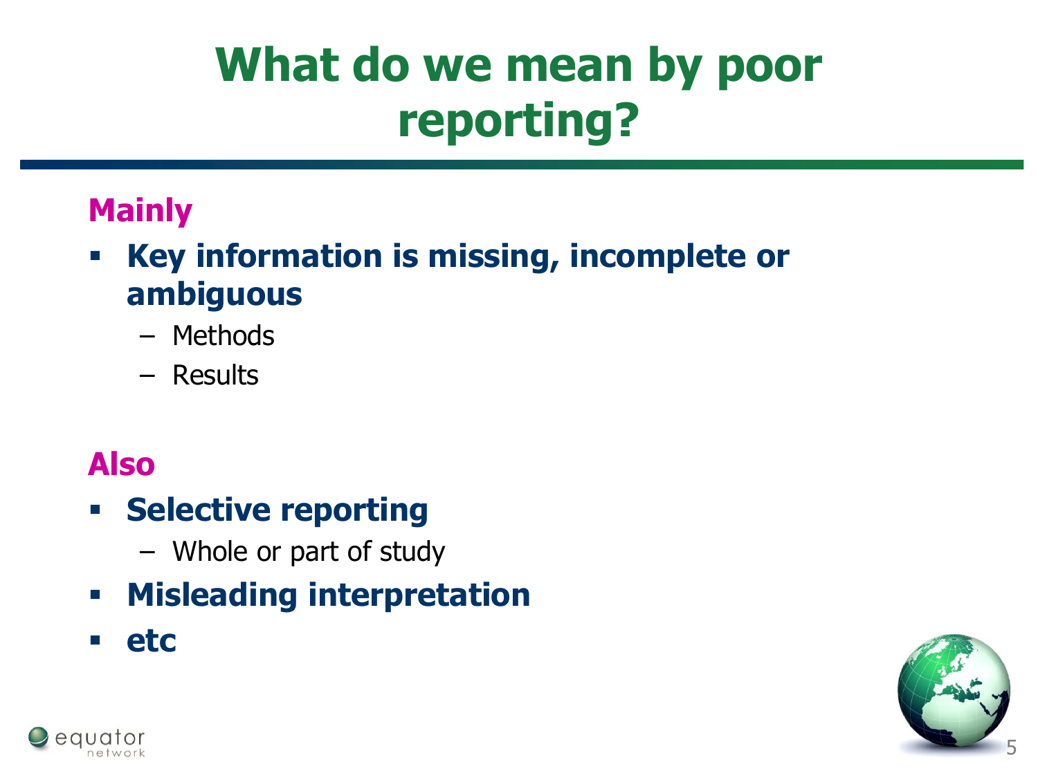# What do we mean by poor reporting?

**Mainly**

- **Key information is missing, incomplete or ambiguous**
  - Methods
  - Results

**Also**

- **Selective reporting**
  - Whole or part of study
- **Misleading interpretation**
- **etc**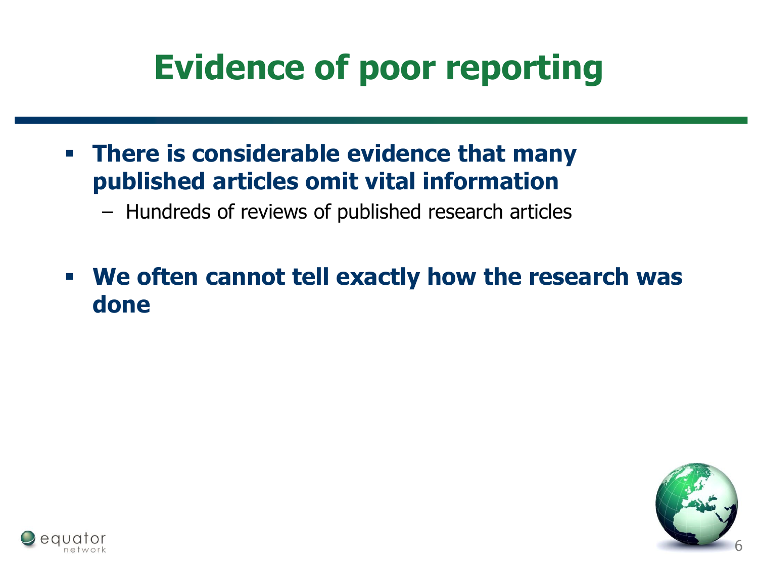# Evidence of poor reporting

- **There is considerable evidence that many published articles omit vital information**
  - Hundreds of reviews of published research articles

- **We often cannot tell exactly how the research was done**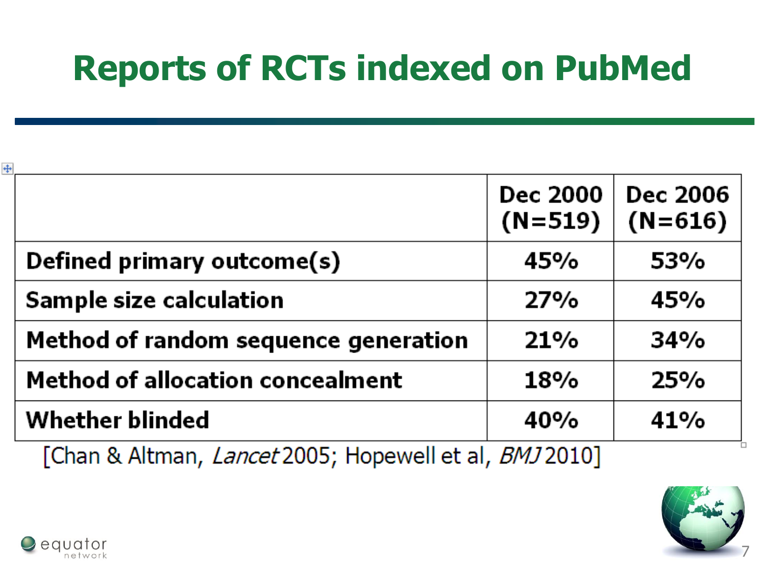# Reports of RCTs indexed on PubMed

| | Dec 2000 (N=519) | Dec 2006 (N=616) |
|---|---|---|
| **Defined primary outcome(s)** | 45% | 53% |
| **Sample size calculation** | 27% | 45% |
| **Method of random sequence generation** | 21% | 34% |
| **Method of allocation concealment** | 18% | 25% |
| **Whether blinded** | 40% | 41% |

[Chan & Altman, *Lancet* 2005; Hopewell et al, *BMJ* 2010]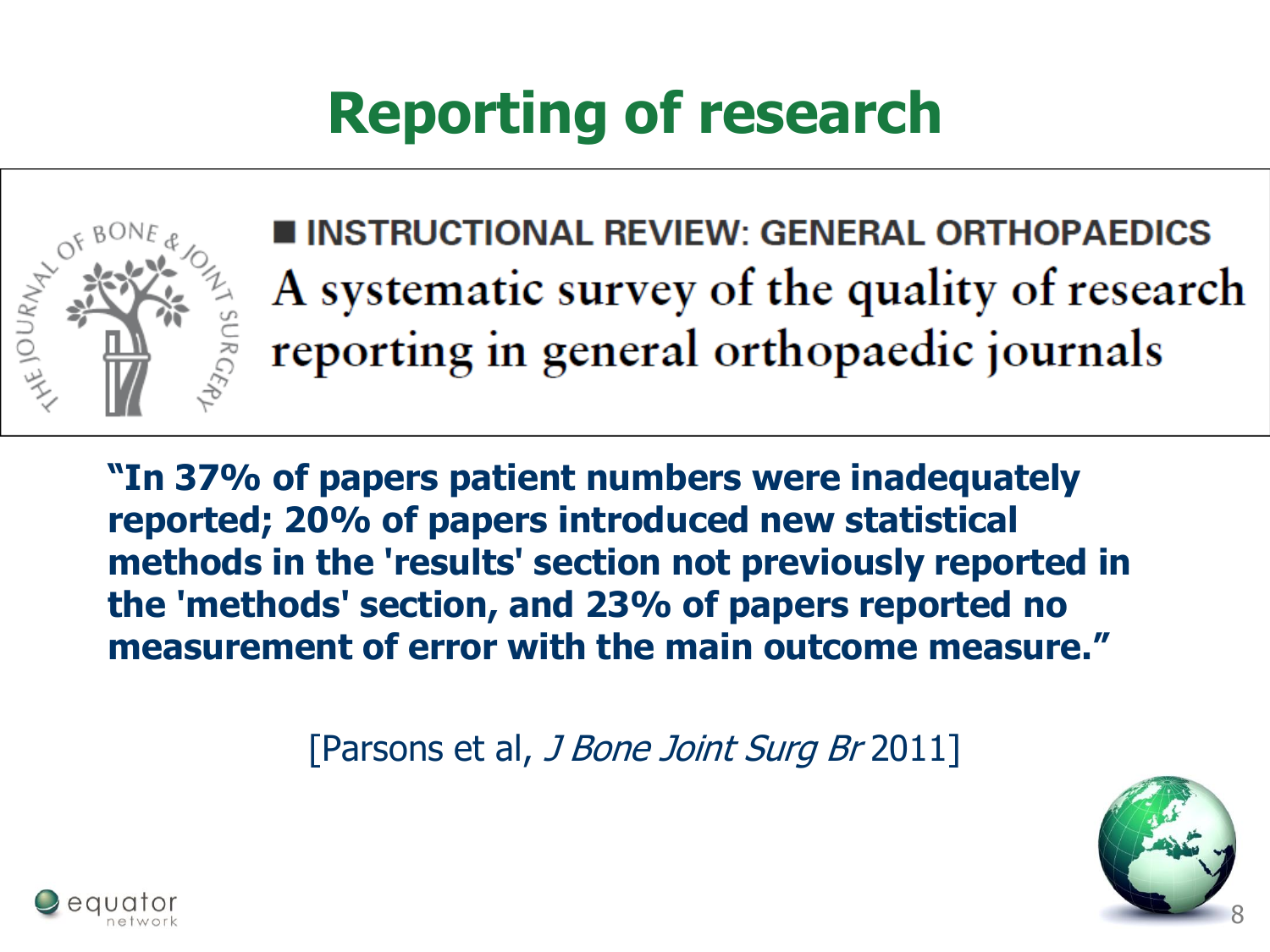# Reporting of research

INSTRUCTIONAL REVIEW: GENERAL ORTHOPAEDICS

A systematic survey of the quality of research reporting in general orthopaedic journals

**"In 37% of papers patient numbers were inadequately reported; 20% of papers introduced new statistical methods in the 'results' section not previously reported in the 'methods' section, and 23% of papers reported no measurement of error with the main outcome measure."**

[Parsons et al, *J Bone Joint Surg Br* 2011]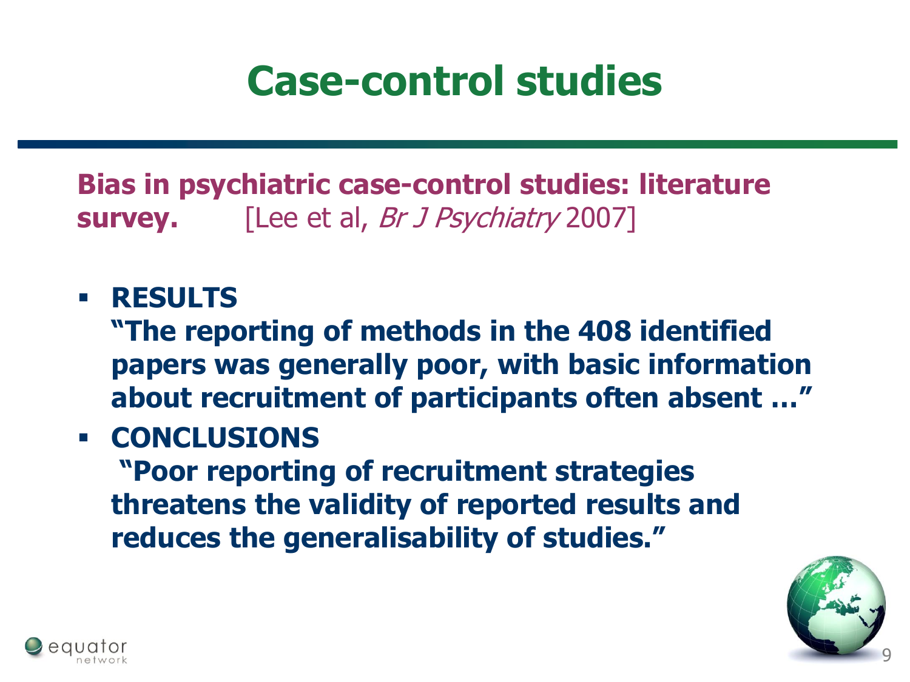# Case-control studies

**Bias in psychiatric case-control studies: literature survey.** [Lee et al, *Br J Psychiatry* 2007]

- **RESULTS**
  **"The reporting of methods in the 408 identified papers was generally poor, with basic information about recruitment of participants often absent …"**
- **CONCLUSIONS**
  **"Poor reporting of recruitment strategies threatens the validity of reported results and reduces the generalisability of studies."**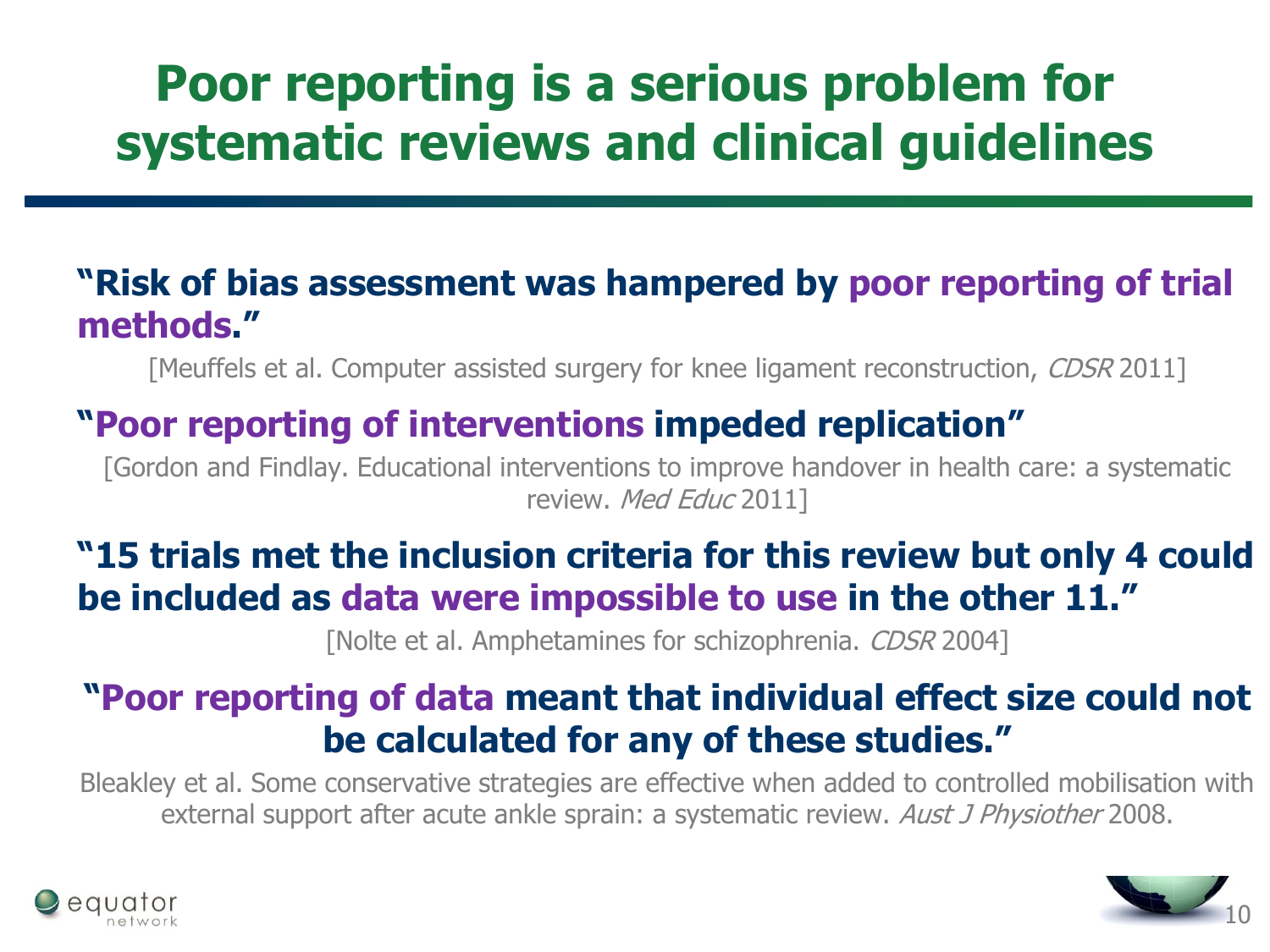# Poor reporting is a serious problem for systematic reviews and clinical guidelines

**"Risk of bias assessment was hampered by poor reporting of trial methods."**

[Meuffels et al. Computer assisted surgery for knee ligament reconstruction, *CDSR* 2011]

**"Poor reporting of interventions impeded replication"**

[Gordon and Findlay. Educational interventions to improve handover in health care: a systematic review. *Med Educ* 2011]

**"15 trials met the inclusion criteria for this review but only 4 could be included as data were impossible to use in the other 11."**

[Nolte et al. Amphetamines for schizophrenia. *CDSR* 2004]

**"Poor reporting of data meant that individual effect size could not be calculated for any of these studies."**

Bleakley et al. Some conservative strategies are effective when added to controlled mobilisation with external support after acute ankle sprain: a systematic review. *Aust J Physiother* 2008.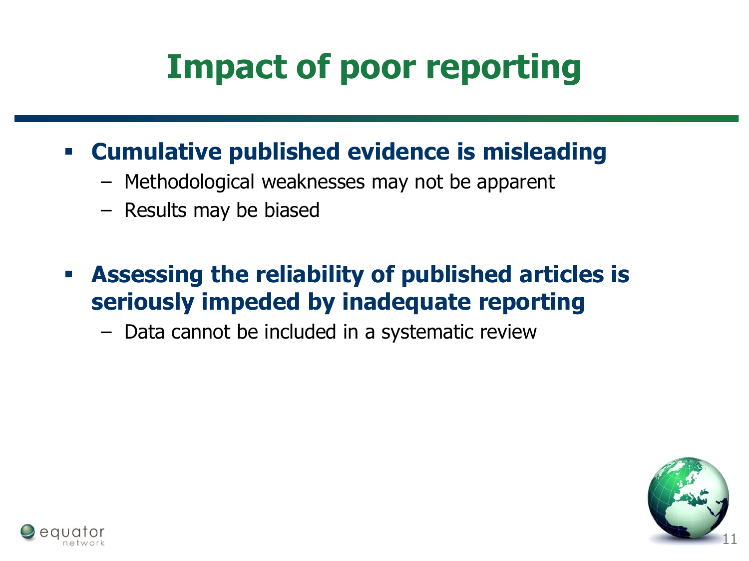# Impact of poor reporting

- **Cumulative published evidence is misleading**
  - Methodological weaknesses may not be apparent
  - Results may be biased
- **Assessing the reliability of published articles is seriously impeded by inadequate reporting**
  - Data cannot be included in a systematic review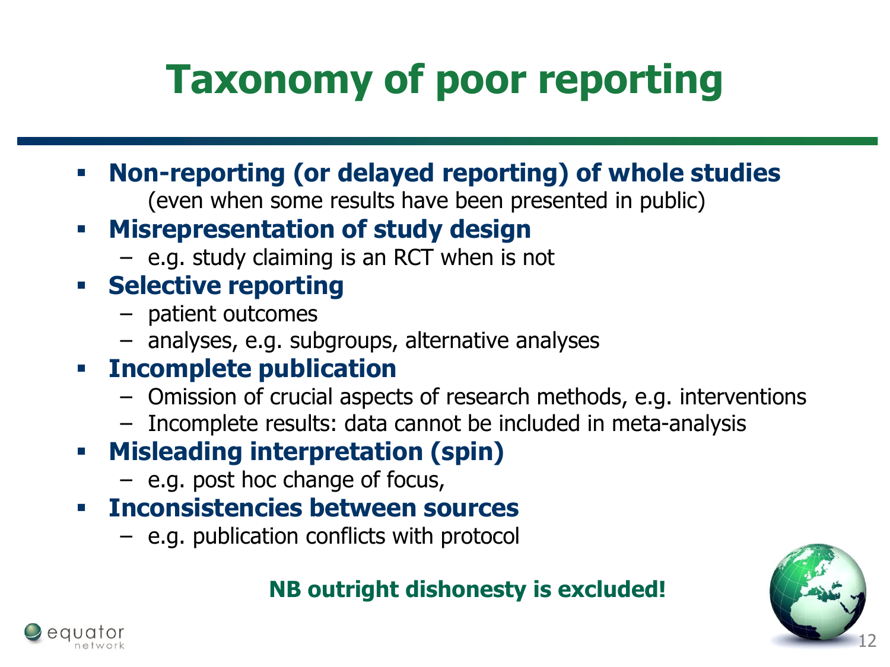# Taxonomy of poor reporting

- **Non-reporting (or delayed reporting) of whole studies**
  (even when some results have been presented in public)
- **Misrepresentation of study design**
  - e.g. study claiming is an RCT when is not
- **Selective reporting**
  - patient outcomes
  - analyses, e.g. subgroups, alternative analyses
- **Incomplete publication**
  - Omission of crucial aspects of research methods, e.g. interventions
  - Incomplete results: data cannot be included in meta-analysis
- **Misleading interpretation (spin)**
  - e.g. post hoc change of focus,
- **Inconsistencies between sources**
  - e.g. publication conflicts with protocol

**NB outright dishonesty is excluded!**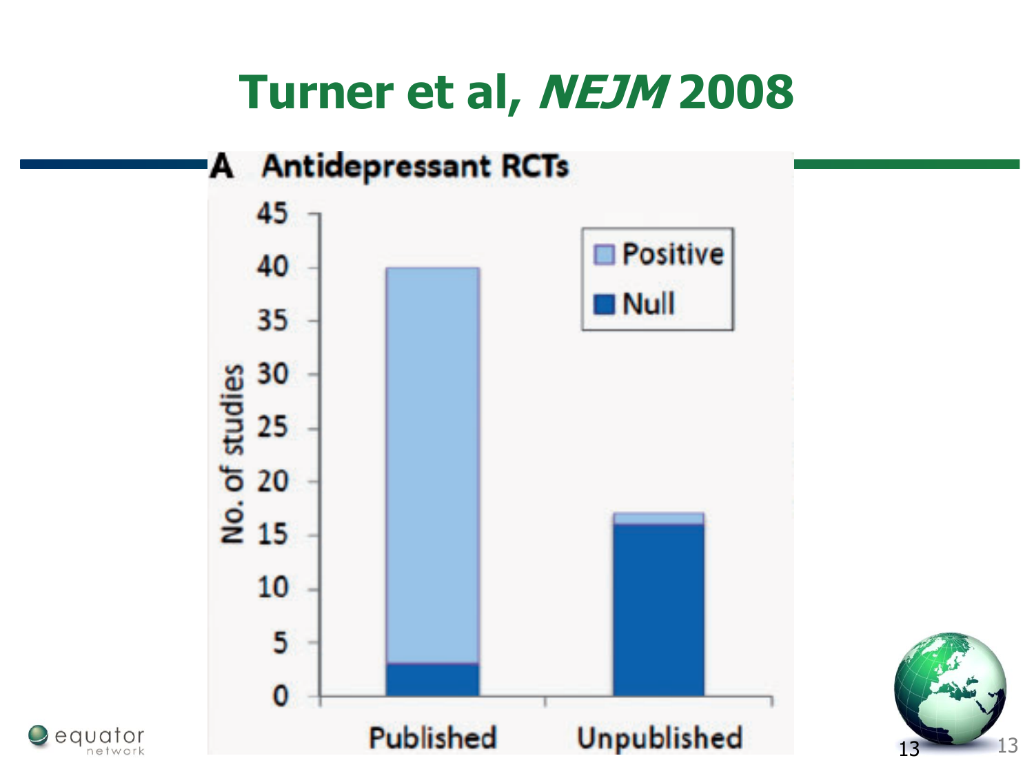# Turner et al, *NEJM* 2008

**A Antidepressant RCTs**

| | Positive | Null |
|---|---|---|
| Published | 37 | 3 |
| Unpublished | 1 | 16 |

No. of studies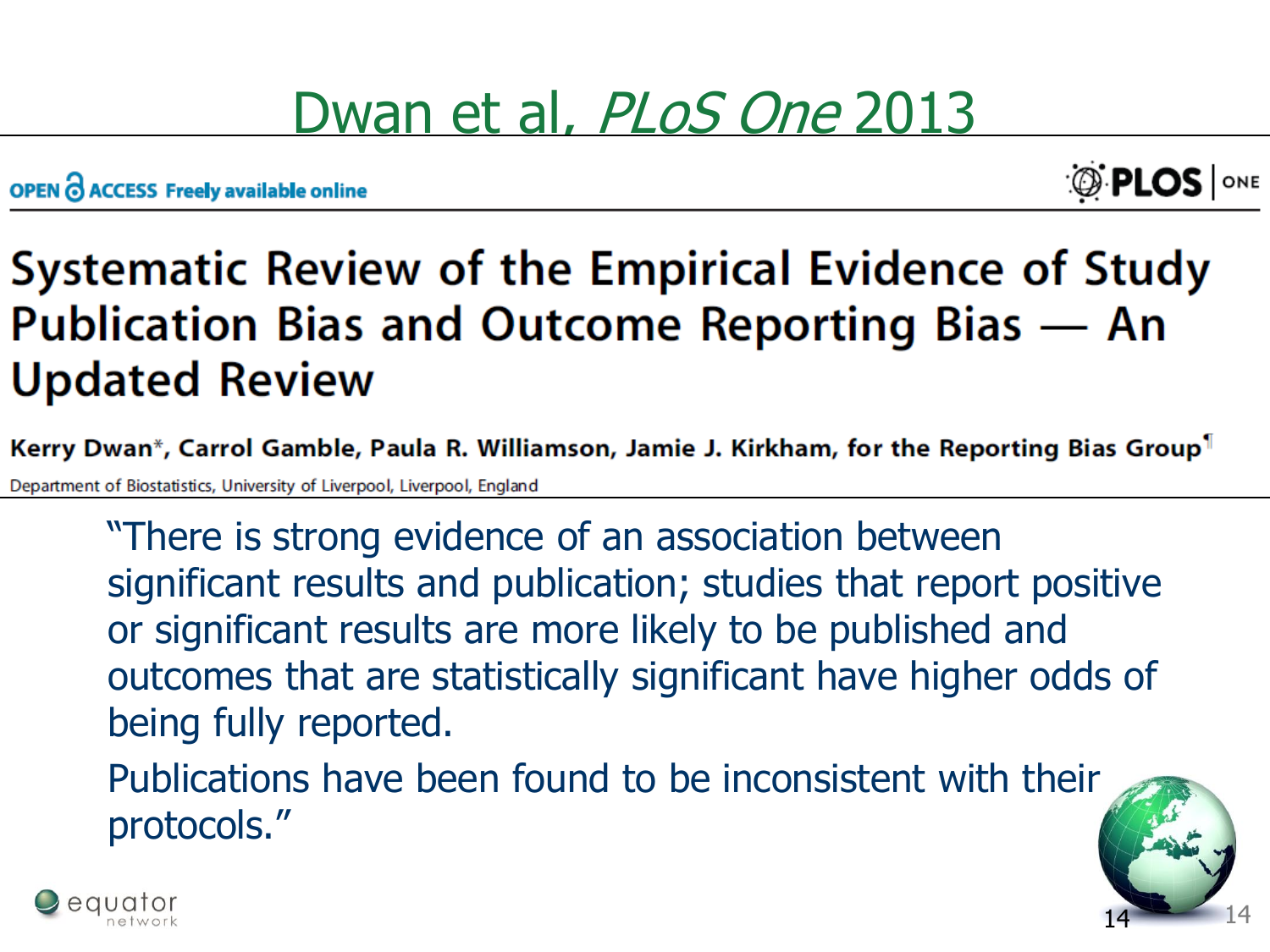# Dwan et al, *PLoS One* 2013

OPEN ACCESS Freely available online

PLOS | ONE

## Systematic Review of the Empirical Evidence of Study Publication Bias and Outcome Reporting Bias — An Updated Review

**Kerry Dwan\*, Carrol Gamble, Paula R. Williamson, Jamie J. Kirkham, for the Reporting Bias Group¶**

Department of Biostatistics, University of Liverpool, Liverpool, England

"There is strong evidence of an association between significant results and publication; studies that report positive or significant results are more likely to be published and outcomes that are statistically significant have higher odds of being fully reported.

Publications have been found to be inconsistent with their protocols."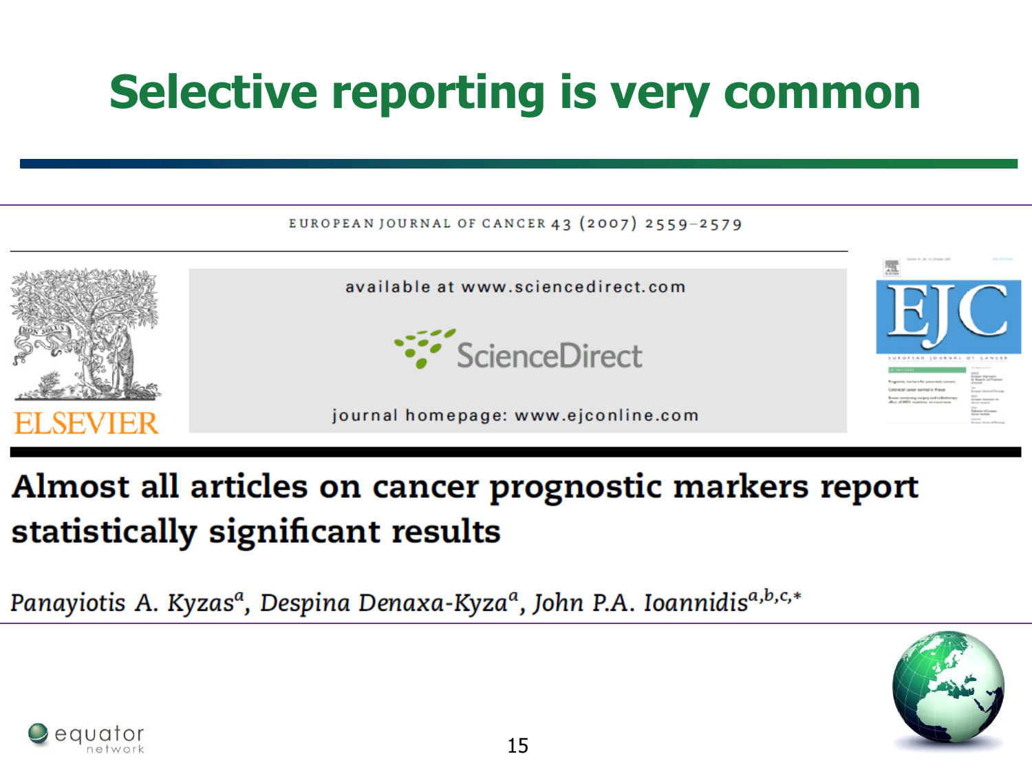# Selective reporting is very common

EUROPEAN JOURNAL OF CANCER 43 (2007) 2559–2579

available at www.sciencedirect.com

ScienceDirect

journal homepage: www.ejconline.com

## Almost all articles on cancer prognostic markers report statistically significant results

*Panayiotis A. Kyzas*[a], *Despina Denaxa-Kyza*[a], *John P.A. Ioannidis*[a,b,c,*]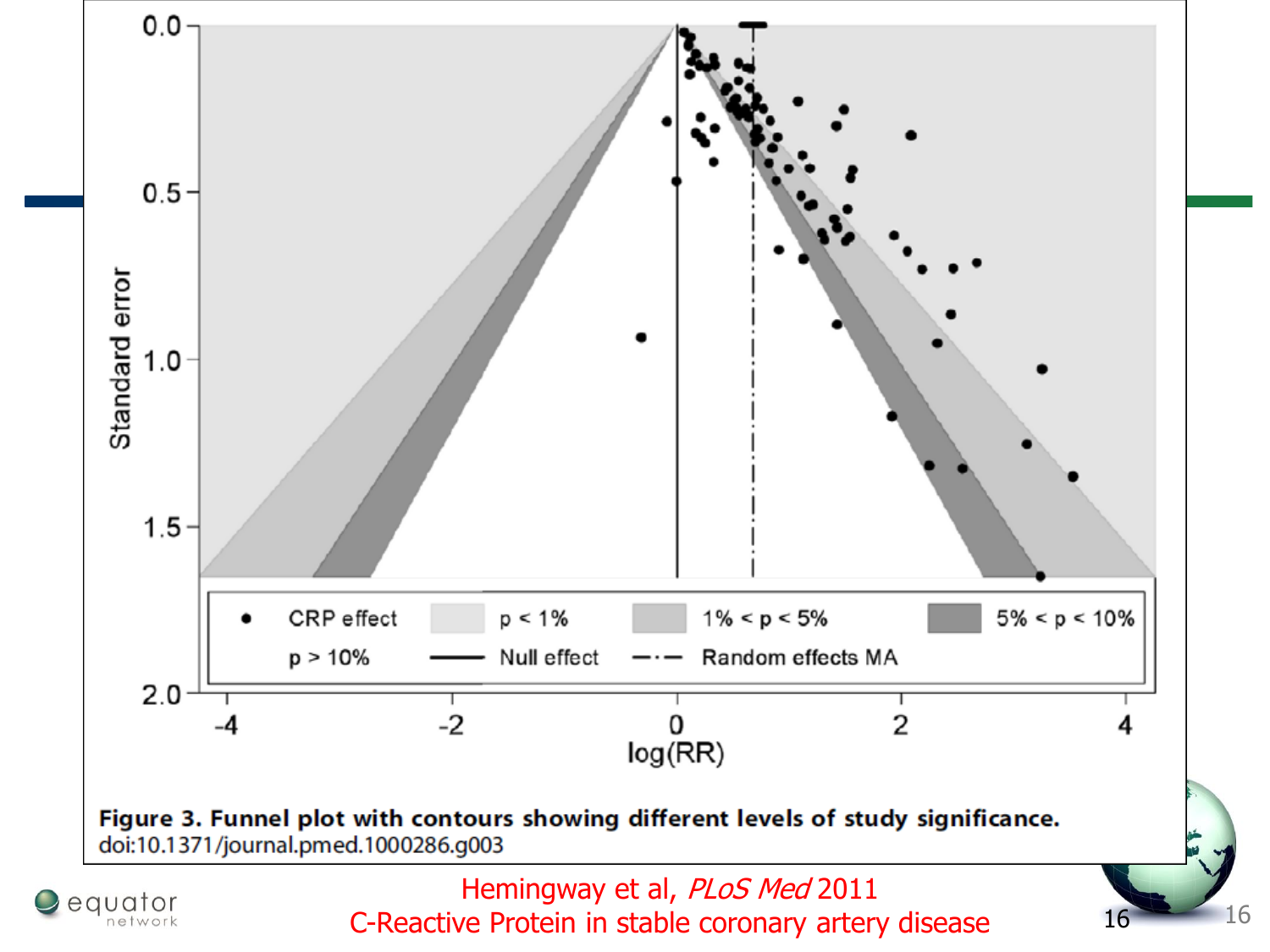**Figure 3. Funnel plot with contours showing different levels of study significance.**
doi:10.1371/journal.pmed.1000286.g003

Hemingway et al, *PLoS Med* 2011
C-Reactive Protein in stable coronary artery disease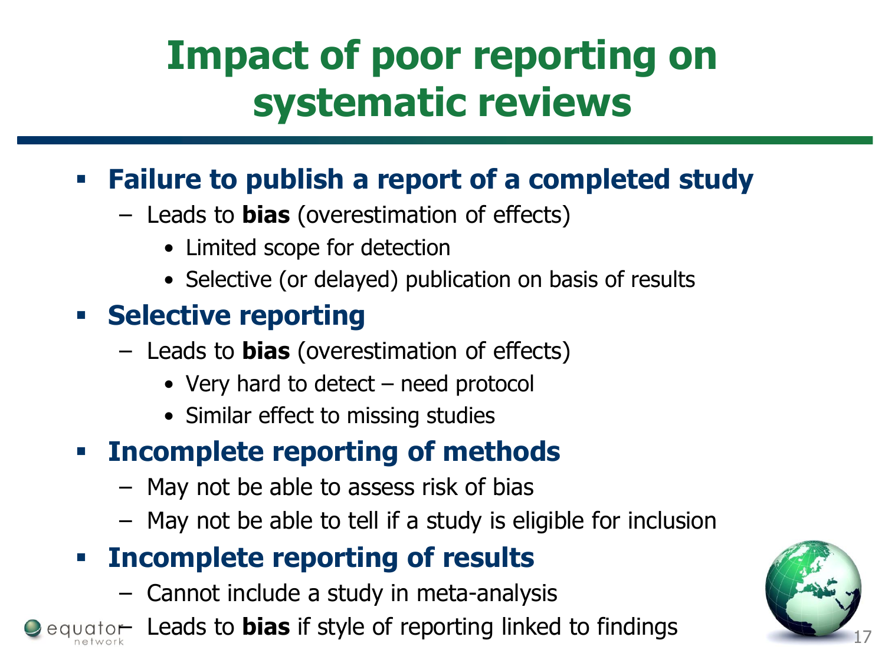# Impact of poor reporting on systematic reviews

- **Failure to publish a report of a completed study**
  - Leads to **bias** (overestimation of effects)
    - Limited scope for detection
    - Selective (or delayed) publication on basis of results
- **Selective reporting**
  - Leads to **bias** (overestimation of effects)
    - Very hard to detect – need protocol
    - Similar effect to missing studies
- **Incomplete reporting of methods**
  - May not be able to assess risk of bias
  - May not be able to tell if a study is eligible for inclusion
- **Incomplete reporting of results**
  - Cannot include a study in meta-analysis
  - Leads to **bias** if style of reporting linked to findings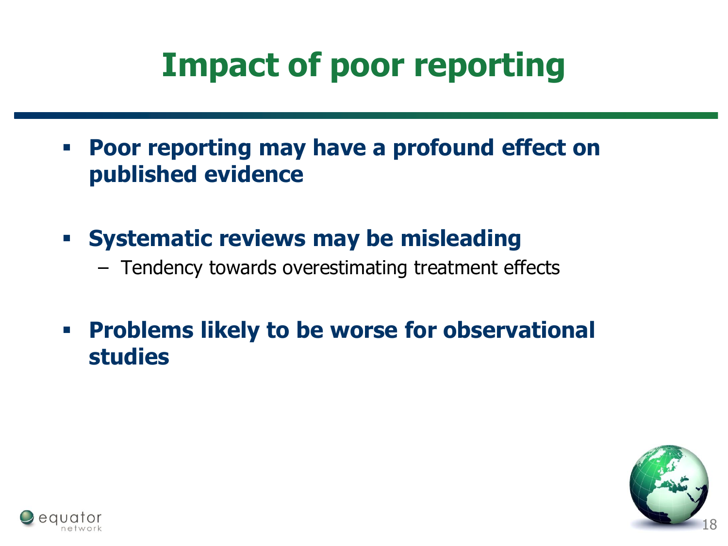# Impact of poor reporting

- **Poor reporting may have a profound effect on published evidence**

- **Systematic reviews may be misleading**
  - Tendency towards overestimating treatment effects

- **Problems likely to be worse for observational studies**